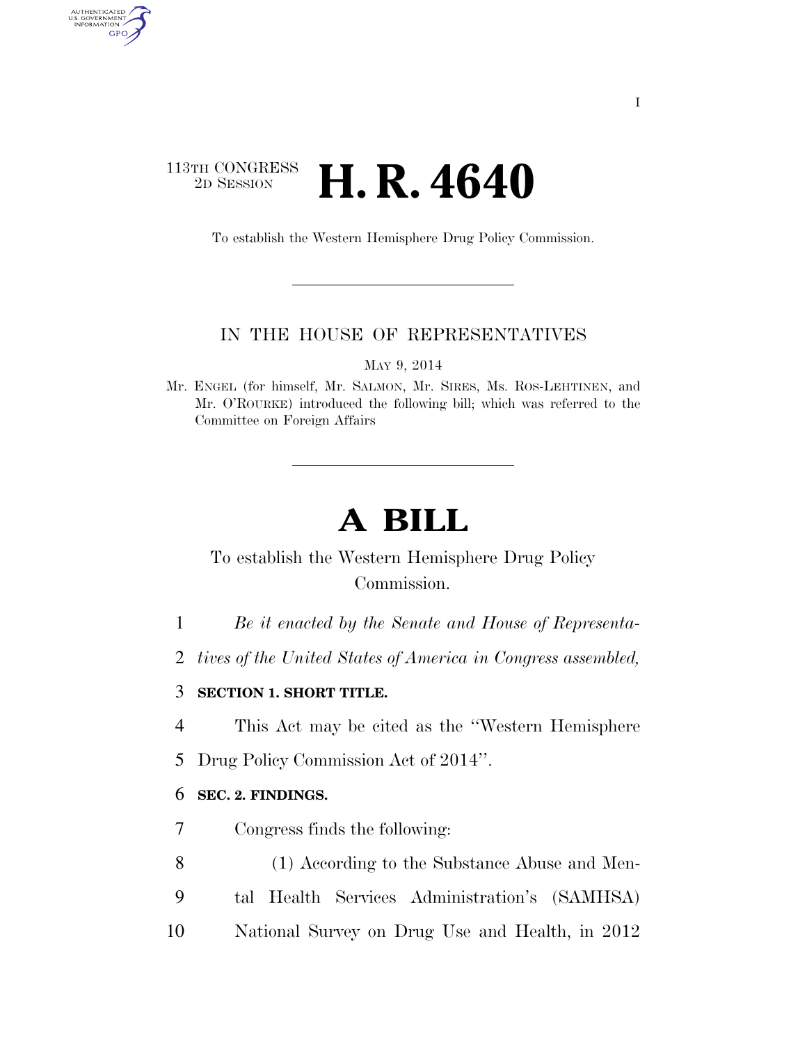113TH CONGRESS
2D SESSION

# H. R. 4640

To establish the Western Hemisphere Drug Policy Commission.

IN THE HOUSE OF REPRESENTATIVES

MAY 9, 2014

Mr. ENGEL (for himself, Mr. SALMON, Mr. SIRES, Ms. ROS-LEHTINEN, and Mr. O'ROURKE) introduced the following bill; which was referred to the Committee on Foreign Affairs

# A BILL

To establish the Western Hemisphere Drug Policy Commission.

*Be it enacted by the Senate and House of Representatives of the United States of America in Congress assembled,*

**SECTION 1. SHORT TITLE.**

This Act may be cited as the ''Western Hemisphere Drug Policy Commission Act of 2014''.

**SEC. 2. FINDINGS.**

Congress finds the following:

(1) According to the Substance Abuse and Mental Health Services Administration's (SAMHSA) National Survey on Drug Use and Health, in 2012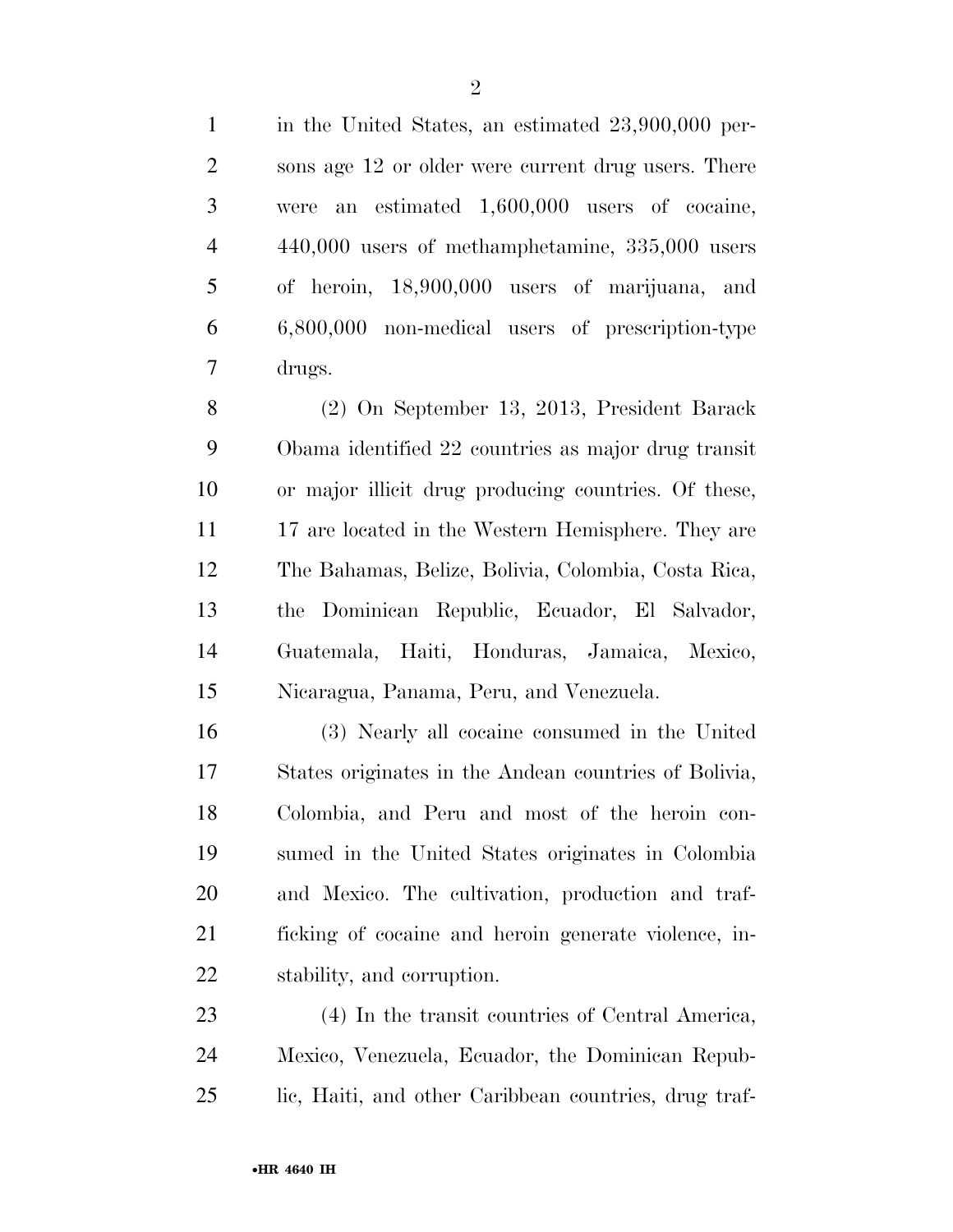in the United States, an estimated 23,900,000 persons age 12 or older were current drug users. There were an estimated 1,600,000 users of cocaine, 440,000 users of methamphetamine, 335,000 users of heroin, 18,900,000 users of marijuana, and 6,800,000 non-medical users of prescription-type drugs.

(2) On September 13, 2013, President Barack Obama identified 22 countries as major drug transit or major illicit drug producing countries. Of these, 17 are located in the Western Hemisphere. They are The Bahamas, Belize, Bolivia, Colombia, Costa Rica, the Dominican Republic, Ecuador, El Salvador, Guatemala, Haiti, Honduras, Jamaica, Mexico, Nicaragua, Panama, Peru, and Venezuela.

(3) Nearly all cocaine consumed in the United States originates in the Andean countries of Bolivia, Colombia, and Peru and most of the heroin consumed in the United States originates in Colombia and Mexico. The cultivation, production and trafficking of cocaine and heroin generate violence, instability, and corruption.

(4) In the transit countries of Central America, Mexico, Venezuela, Ecuador, the Dominican Republic, Haiti, and other Caribbean countries, drug traf-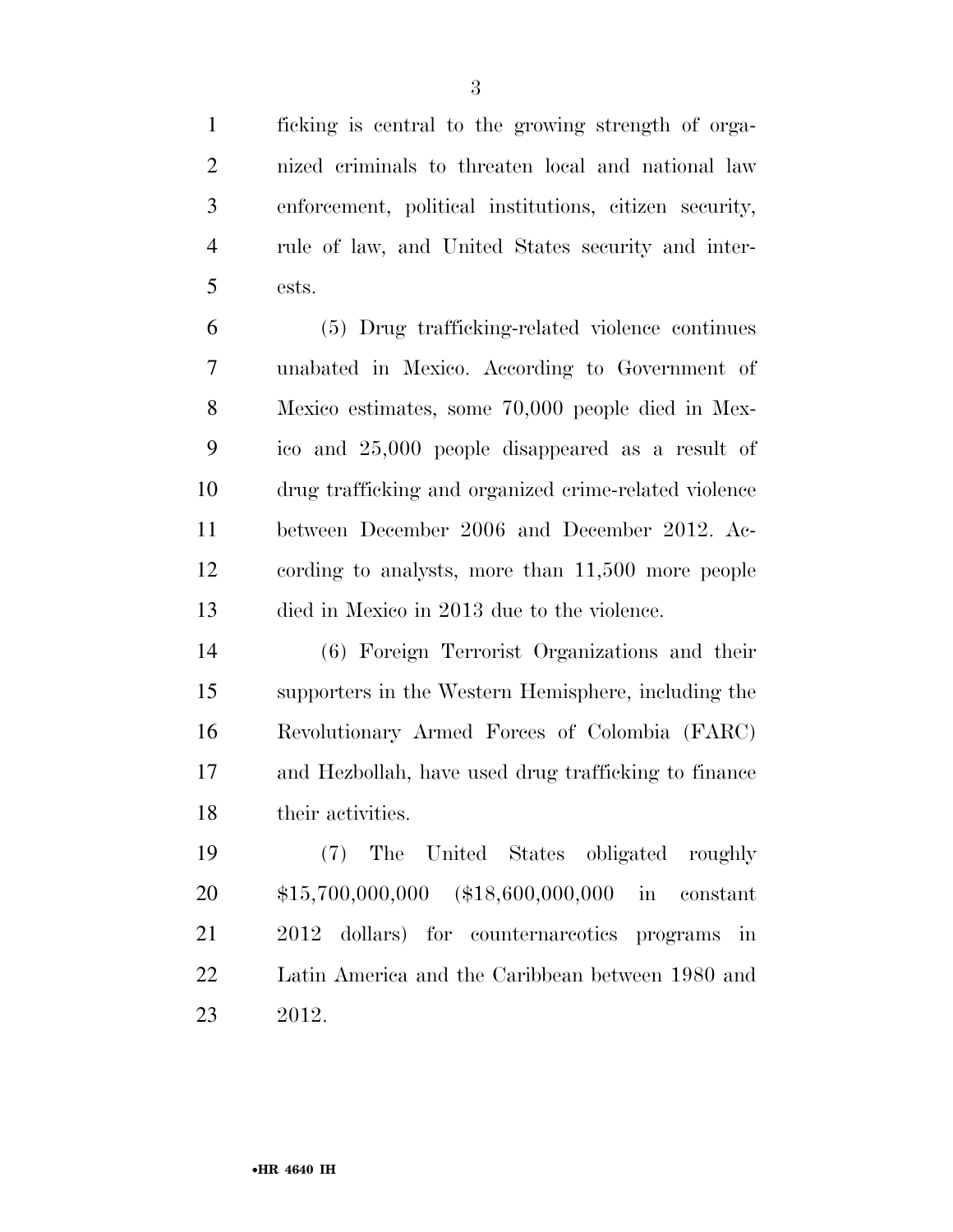ficking is central to the growing strength of organized criminals to threaten local and national law enforcement, political institutions, citizen security, rule of law, and United States security and interests.

(5) Drug trafficking-related violence continues unabated in Mexico. According to Government of Mexico estimates, some 70,000 people died in Mexico and 25,000 people disappeared as a result of drug trafficking and organized crime-related violence between December 2006 and December 2012. According to analysts, more than 11,500 more people died in Mexico in 2013 due to the violence.

(6) Foreign Terrorist Organizations and their supporters in the Western Hemisphere, including the Revolutionary Armed Forces of Colombia (FARC) and Hezbollah, have used drug trafficking to finance their activities.

(7) The United States obligated roughly $15,700,000,000 ($18,600,000,000 in constant 2012 dollars) for counternarcotics programs in Latin America and the Caribbean between 1980 and 2012.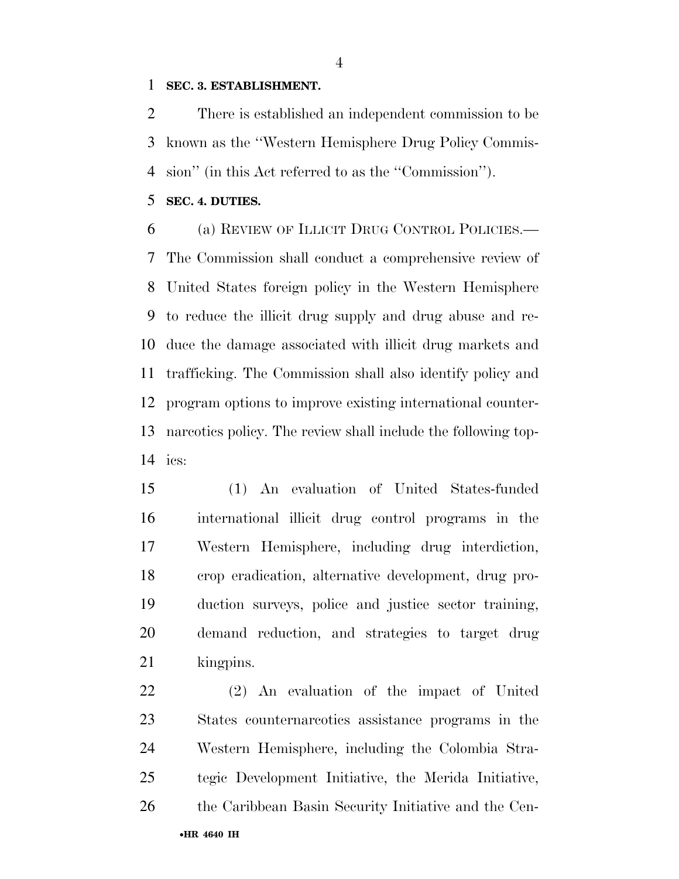**SEC. 3. ESTABLISHMENT.**

There is established an independent commission to be known as the ''Western Hemisphere Drug Policy Commission'' (in this Act referred to as the ''Commission'').

**SEC. 4. DUTIES.**

(a) REVIEW OF ILLICIT DRUG CONTROL POLICIES.—The Commission shall conduct a comprehensive review of United States foreign policy in the Western Hemisphere to reduce the illicit drug supply and drug abuse and reduce the damage associated with illicit drug markets and trafficking. The Commission shall also identify policy and program options to improve existing international counternarcotics policy. The review shall include the following topics:

(1) An evaluation of United States-funded international illicit drug control programs in the Western Hemisphere, including drug interdiction, crop eradication, alternative development, drug production surveys, police and justice sector training, demand reduction, and strategies to target drug kingpins.

(2) An evaluation of the impact of United States counternarcotics assistance programs in the Western Hemisphere, including the Colombia Strategic Development Initiative, the Merida Initiative, the Caribbean Basin Security Initiative and the Cen-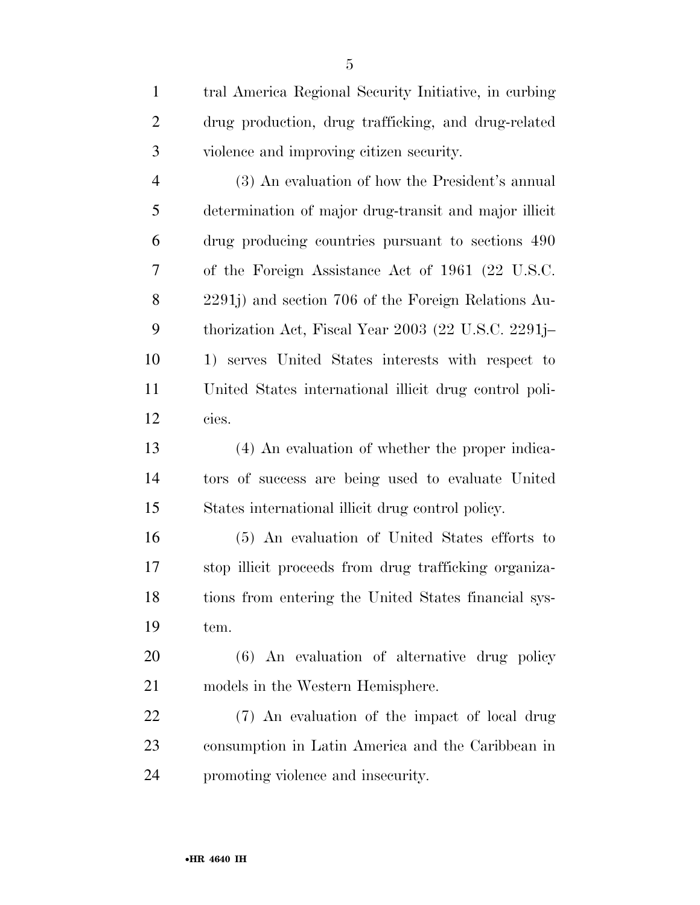tral America Regional Security Initiative, in curbing drug production, drug trafficking, and drug-related violence and improving citizen security.

(3) An evaluation of how the President's annual determination of major drug-transit and major illicit drug producing countries pursuant to sections 490 of the Foreign Assistance Act of 1961 (22 U.S.C. 2291j) and section 706 of the Foreign Relations Authorization Act, Fiscal Year 2003 (22 U.S.C. 2291j–1) serves United States interests with respect to United States international illicit drug control policies.

(4) An evaluation of whether the proper indicators of success are being used to evaluate United States international illicit drug control policy.

(5) An evaluation of United States efforts to stop illicit proceeds from drug trafficking organizations from entering the United States financial system.

(6) An evaluation of alternative drug policy models in the Western Hemisphere.

(7) An evaluation of the impact of local drug consumption in Latin America and the Caribbean in promoting violence and insecurity.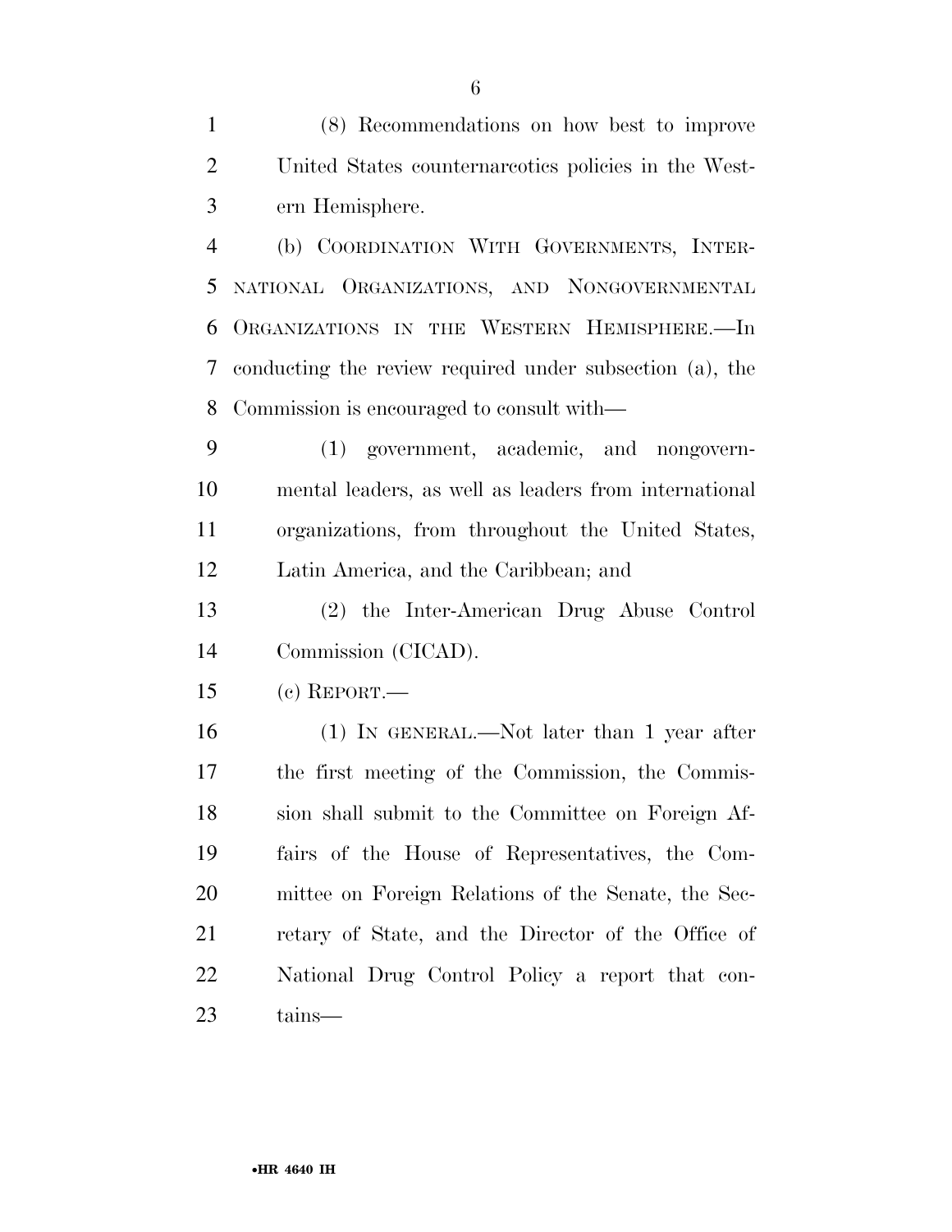(8) Recommendations on how best to improve United States counternarcotics policies in the Western Hemisphere.

(b) COORDINATION WITH GOVERNMENTS, INTERNATIONAL ORGANIZATIONS, AND NONGOVERNMENTAL ORGANIZATIONS IN THE WESTERN HEMISPHERE.—In conducting the review required under subsection (a), the Commission is encouraged to consult with—

(1) government, academic, and nongovernmental leaders, as well as leaders from international organizations, from throughout the United States, Latin America, and the Caribbean; and

(2) the Inter-American Drug Abuse Control Commission (CICAD).

(c) REPORT.—

(1) IN GENERAL.—Not later than 1 year after the first meeting of the Commission, the Commission shall submit to the Committee on Foreign Affairs of the House of Representatives, the Committee on Foreign Relations of the Senate, the Secretary of State, and the Director of the Office of National Drug Control Policy a report that contains—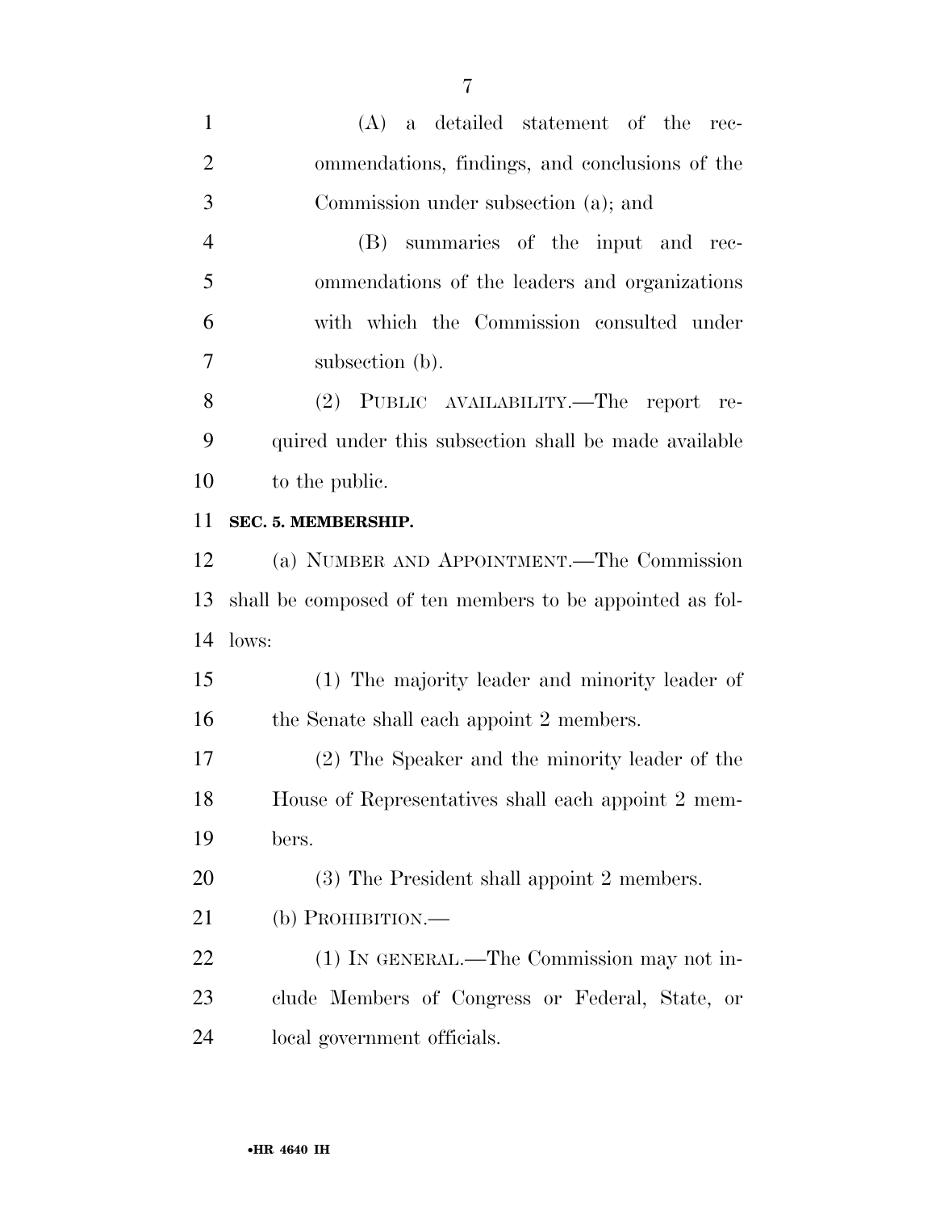(A) a detailed statement of the recommendations, findings, and conclusions of the Commission under subsection (a); and

(B) summaries of the input and recommendations of the leaders and organizations with which the Commission consulted under subsection (b).

(2) PUBLIC AVAILABILITY.—The report required under this subsection shall be made available to the public.

**SEC. 5. MEMBERSHIP.**

(a) NUMBER AND APPOINTMENT.—The Commission shall be composed of ten members to be appointed as follows:

(1) The majority leader and minority leader of the Senate shall each appoint 2 members.

(2) The Speaker and the minority leader of the House of Representatives shall each appoint 2 members.

(3) The President shall appoint 2 members.

(b) PROHIBITION.—

(1) IN GENERAL.—The Commission may not include Members of Congress or Federal, State, or local government officials.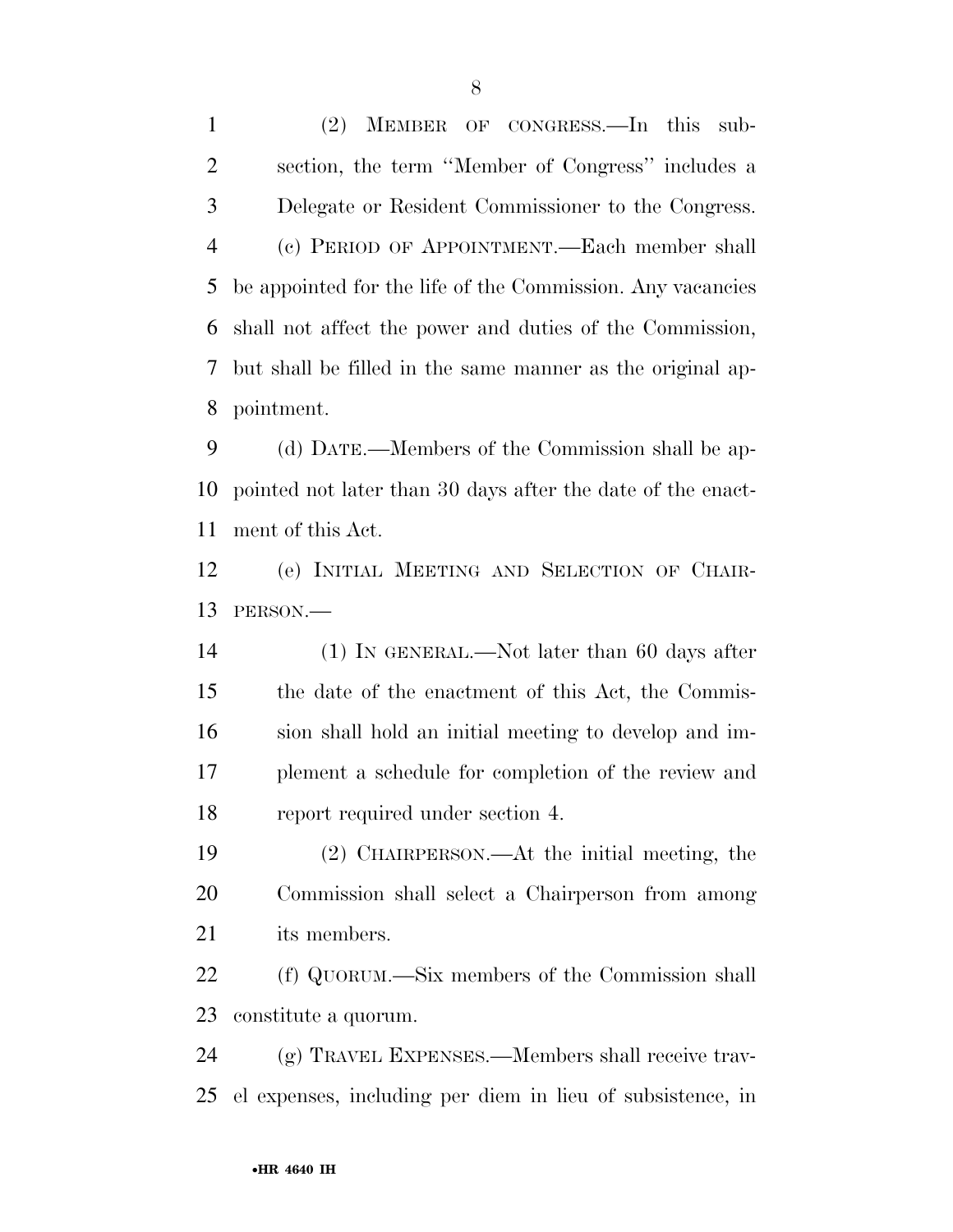(2) MEMBER OF CONGRESS.—In this subsection, the term ''Member of Congress'' includes a Delegate or Resident Commissioner to the Congress.

(c) PERIOD OF APPOINTMENT.—Each member shall be appointed for the life of the Commission. Any vacancies shall not affect the power and duties of the Commission, but shall be filled in the same manner as the original appointment.

(d) DATE.—Members of the Commission shall be appointed not later than 30 days after the date of the enactment of this Act.

(e) INITIAL MEETING AND SELECTION OF CHAIRPERSON.—

(1) IN GENERAL.—Not later than 60 days after the date of the enactment of this Act, the Commission shall hold an initial meeting to develop and implement a schedule for completion of the review and report required under section 4.

(2) CHAIRPERSON.—At the initial meeting, the Commission shall select a Chairperson from among its members.

(f) QUORUM.—Six members of the Commission shall constitute a quorum.

(g) TRAVEL EXPENSES.—Members shall receive travel expenses, including per diem in lieu of subsistence, in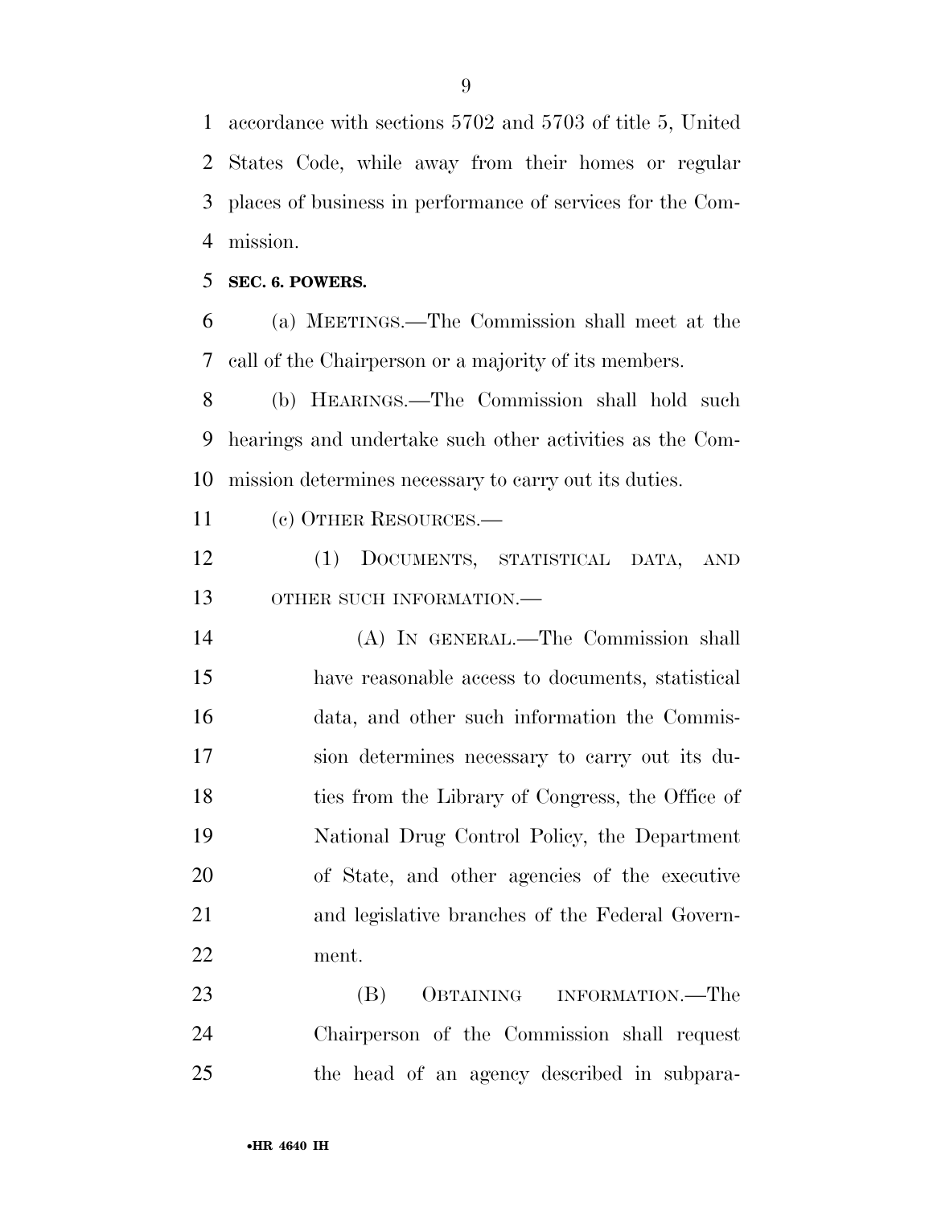accordance with sections 5702 and 5703 of title 5, United States Code, while away from their homes or regular places of business in performance of services for the Commission.

**SEC. 6. POWERS.**

(a) MEETINGS.—The Commission shall meet at the call of the Chairperson or a majority of its members.

(b) HEARINGS.—The Commission shall hold such hearings and undertake such other activities as the Commission determines necessary to carry out its duties.

(c) OTHER RESOURCES.—

(1) DOCUMENTS, STATISTICAL DATA, AND OTHER SUCH INFORMATION.—

(A) IN GENERAL.—The Commission shall have reasonable access to documents, statistical data, and other such information the Commission determines necessary to carry out its duties from the Library of Congress, the Office of National Drug Control Policy, the Department of State, and other agencies of the executive and legislative branches of the Federal Government.

(B) OBTAINING INFORMATION.—The Chairperson of the Commission shall request the head of an agency described in subpara-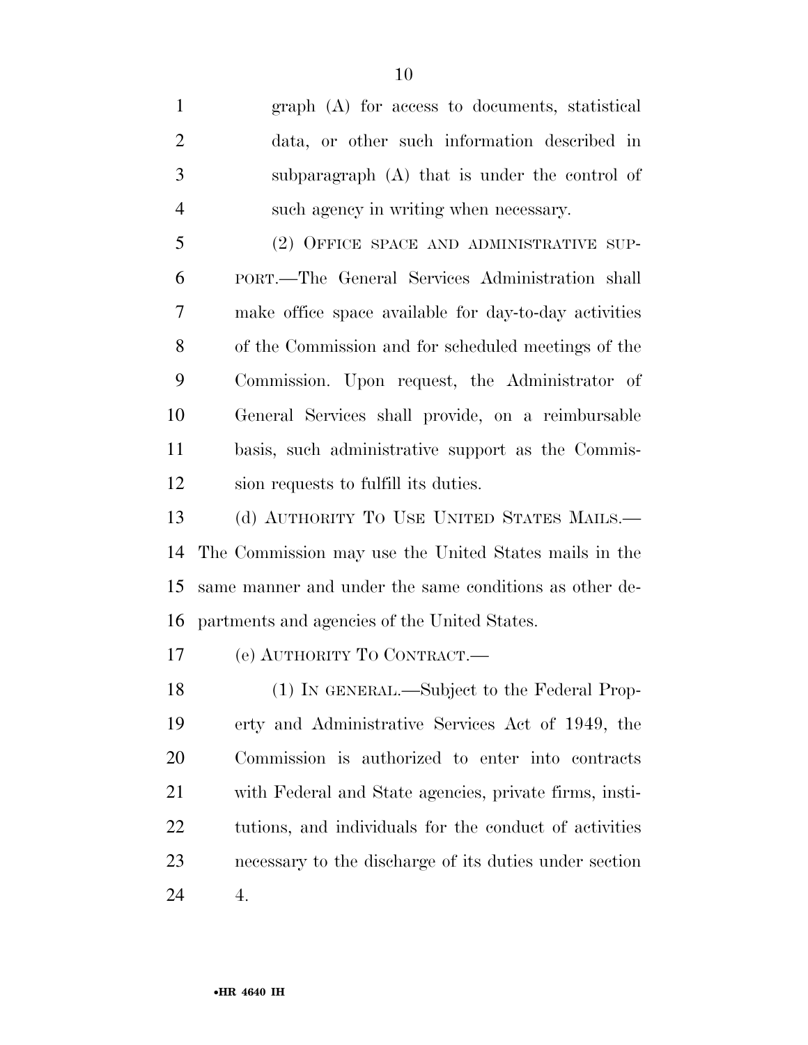graph (A) for access to documents, statistical data, or other such information described in subparagraph (A) that is under the control of such agency in writing when necessary.

(2) OFFICE SPACE AND ADMINISTRATIVE SUPPORT.—The General Services Administration shall make office space available for day-to-day activities of the Commission and for scheduled meetings of the Commission. Upon request, the Administrator of General Services shall provide, on a reimbursable basis, such administrative support as the Commission requests to fulfill its duties.

(d) AUTHORITY TO USE UNITED STATES MAILS.—The Commission may use the United States mails in the same manner and under the same conditions as other departments and agencies of the United States.

(e) AUTHORITY TO CONTRACT.—

(1) IN GENERAL.—Subject to the Federal Property and Administrative Services Act of 1949, the Commission is authorized to enter into contracts with Federal and State agencies, private firms, institutions, and individuals for the conduct of activities necessary to the discharge of its duties under section 4.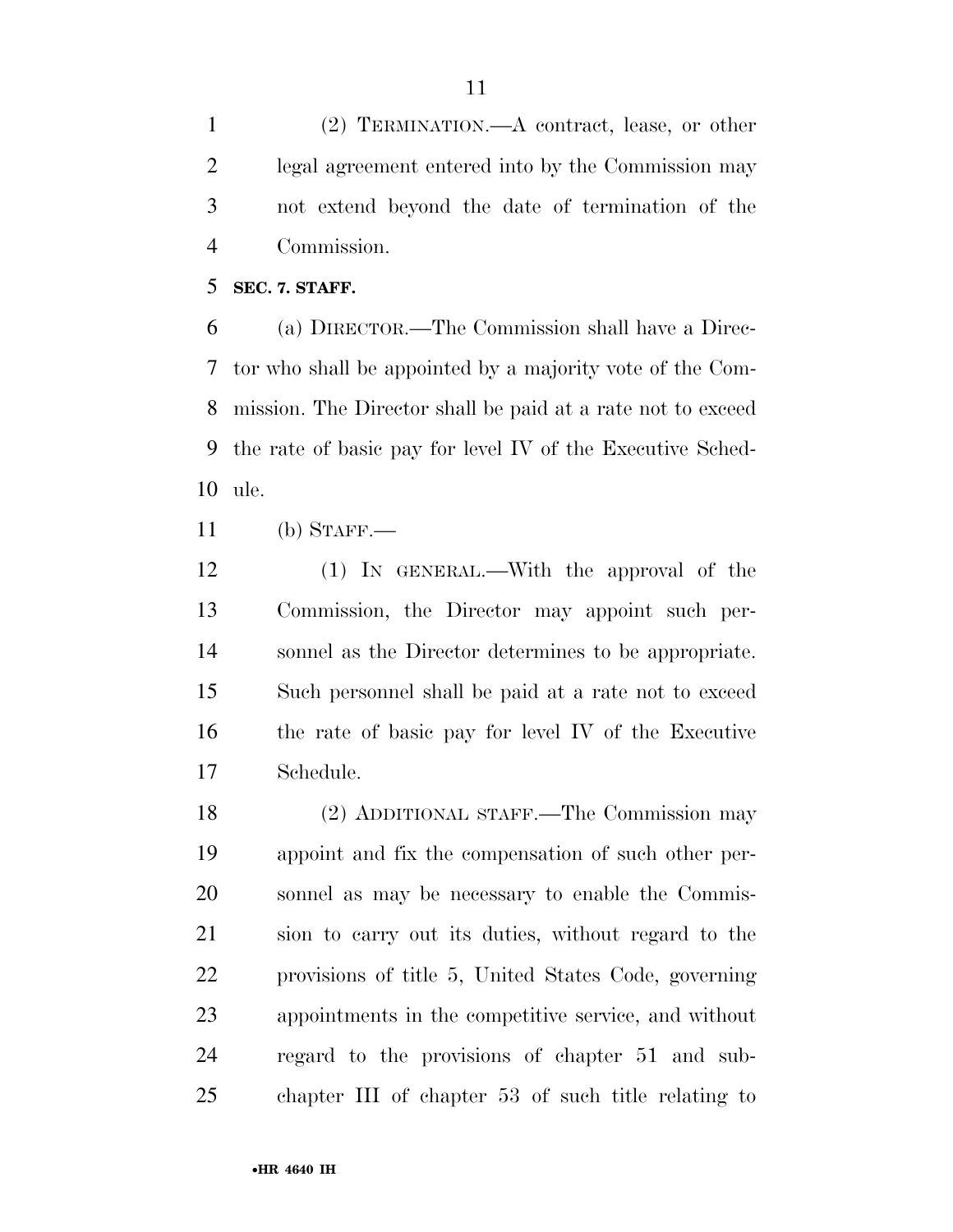(2) TERMINATION.—A contract, lease, or other legal agreement entered into by the Commission may not extend beyond the date of termination of the Commission.

**SEC. 7. STAFF.**

(a) DIRECTOR.—The Commission shall have a Director who shall be appointed by a majority vote of the Commission. The Director shall be paid at a rate not to exceed the rate of basic pay for level IV of the Executive Schedule.

(b) STAFF.—

(1) IN GENERAL.—With the approval of the Commission, the Director may appoint such personnel as the Director determines to be appropriate. Such personnel shall be paid at a rate not to exceed the rate of basic pay for level IV of the Executive Schedule.

(2) ADDITIONAL STAFF.—The Commission may appoint and fix the compensation of such other personnel as may be necessary to enable the Commission to carry out its duties, without regard to the provisions of title 5, United States Code, governing appointments in the competitive service, and without regard to the provisions of chapter 51 and subchapter III of chapter 53 of such title relating to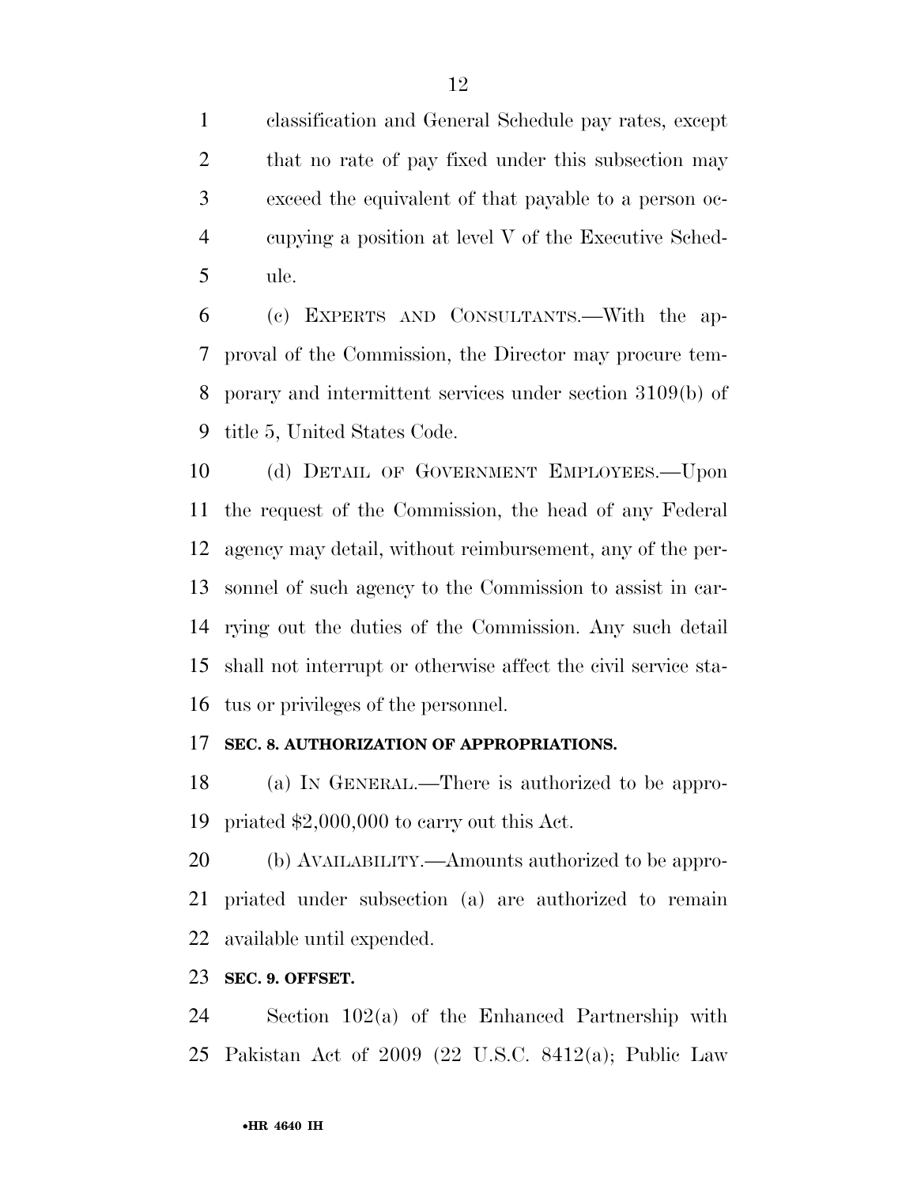classification and General Schedule pay rates, except that no rate of pay fixed under this subsection may exceed the equivalent of that payable to a person occupying a position at level V of the Executive Schedule.

(c) EXPERTS AND CONSULTANTS.—With the approval of the Commission, the Director may procure temporary and intermittent services under section 3109(b) of title 5, United States Code.

(d) DETAIL OF GOVERNMENT EMPLOYEES.—Upon the request of the Commission, the head of any Federal agency may detail, without reimbursement, any of the personnel of such agency to the Commission to assist in carrying out the duties of the Commission. Any such detail shall not interrupt or otherwise affect the civil service status or privileges of the personnel.

**SEC. 8. AUTHORIZATION OF APPROPRIATIONS.**

(a) IN GENERAL.—There is authorized to be appropriated $2,000,000 to carry out this Act.

(b) AVAILABILITY.—Amounts authorized to be appropriated under subsection (a) are authorized to remain available until expended.

**SEC. 9. OFFSET.**

Section 102(a) of the Enhanced Partnership with Pakistan Act of 2009 (22 U.S.C. 8412(a); Public Law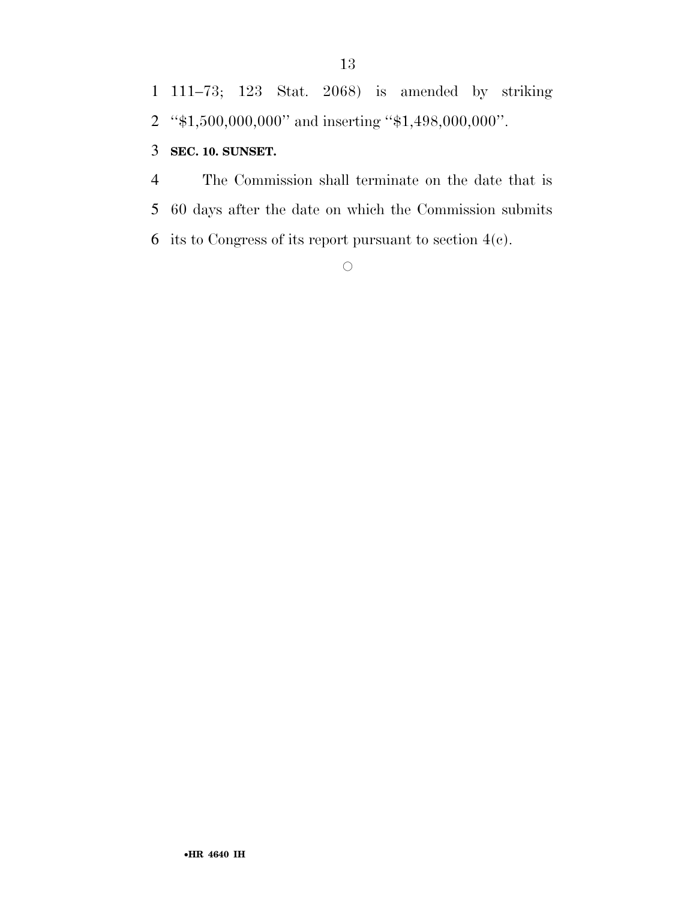111–73; 123 Stat. 2068) is amended by striking "$1,500,000,000" and inserting "$1,498,000,000".

### SEC. 10. SUNSET.

The Commission shall terminate on the date that is 60 days after the date on which the Commission submits its to Congress of its report pursuant to section 4(c).

○